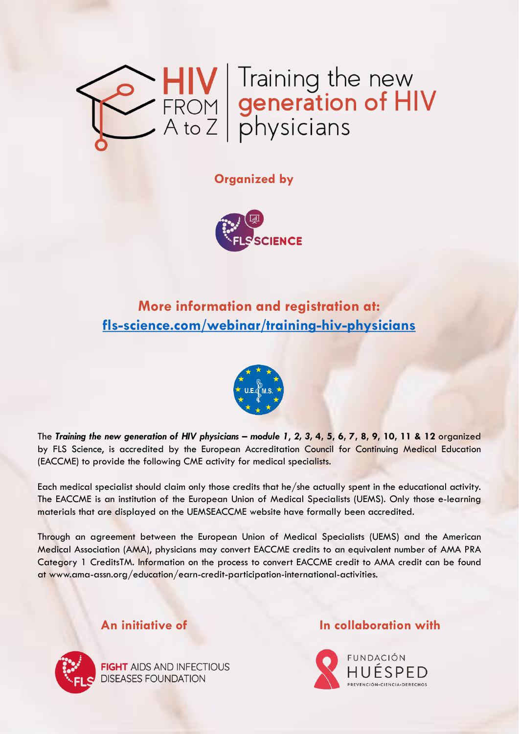# HIV FROM A to Z | Training the new generation of HIV physicians

**Organized by**

FLS SCIENCE

## More information and registration at:

**fls-science.com/webinar/training-hiv-physicians**

U.E.M.S.

The ***Training the new generation of HIV physicians – module 1, 2, 3, 4, 5, 6, 7, 8, 9, 10, 11 & 12*** organized by FLS Science, is accredited by the European Accreditation Council for Continuing Medical Education (EACCME) to provide the following CME activity for medical specialists.

Each medical specialist should claim only those credits that he/she actually spent in the educational activity. The EACCME is an institution of the European Union of Medical Specialists (UEMS). Only those e-learning materials that are displayed on the UEMSEACCME website have formally been accredited.

Through an agreement between the European Union of Medical Specialists (UEMS) and the American Medical Association (AMA), physicians may convert EACCME credits to an equivalent number of AMA PRA Category 1 CreditsTM. Information on the process to convert EACCME credit to AMA credit can be found at www.ama-assn.org/education/earn-credit-participation-international-activities.

**An initiative of**

FIGHT AIDS AND INFECTIOUS DISEASES FOUNDATION

**In collaboration with**

FUNDACIÓN HUÉSPED
PREVENCIÓN•CIENCIA•DERECHOS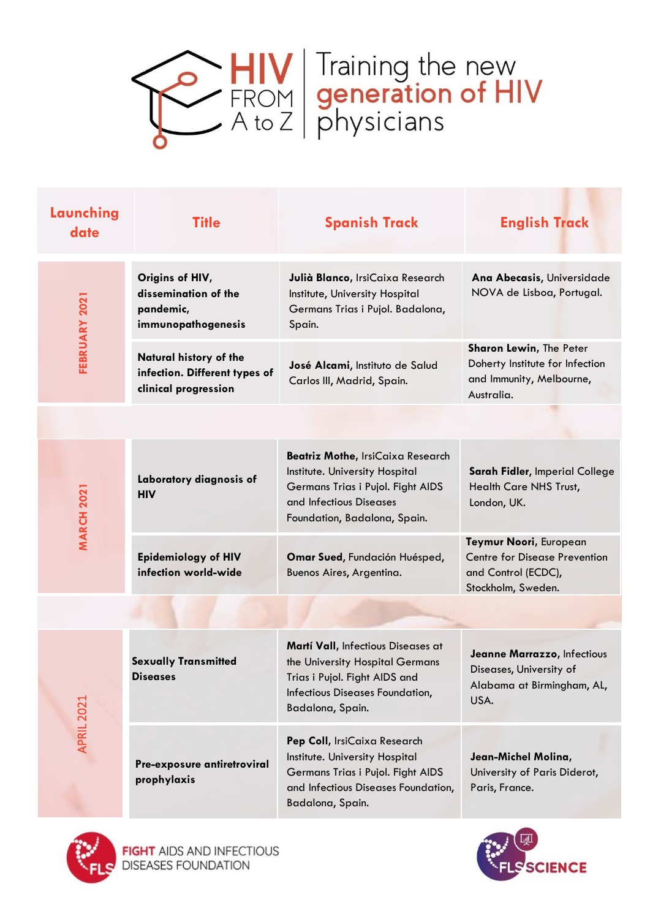# HIV FROM A to Z | Training the new generation of HIV physicians

| Launching date | Title | Spanish Track | English Track |
|---|---|---|---|
| FEBRUARY 2021 | **Origins of HIV, dissemination of the pandemic, immunopathogenesis** | **Julià Blanco**, IrsiCaixa Research Institute, University Hospital Germans Trias i Pujol. Badalona, Spain. | **Ana Abecasis**, Universidade NOVA de Lisboa, Portugal. |
| | **Natural history of the infection. Different types of clinical progression** | **José Alcami**, Instituto de Salud Carlos III, Madrid, Spain. | **Sharon Lewin**, The Peter Doherty Institute for Infection and Immunity, Melbourne, Australia. |
| MARCH 2021 | **Laboratory diagnosis of HIV** | **Beatriz Mothe**, IrsiCaixa Research Institute. University Hospital Germans Trias i Pujol. Fight AIDS and Infectious Diseases Foundation, Badalona, Spain. | **Sarah Fidler**, Imperial College Health Care NHS Trust, London, UK. |
| | **Epidemiology of HIV infection world-wide** | **Omar Sued**, Fundación Huésped, Buenos Aires, Argentina. | **Teymur Noori**, European Centre for Disease Prevention and Control (ECDC), Stockholm, Sweden. |
| APRIL 2021 | **Sexually Transmitted Diseases** | **Martí Vall**, Infectious Diseases at the University Hospital Germans Trias i Pujol. Fight AIDS and Infectious Diseases Foundation, Badalona, Spain. | **Jeanne Marrazzo**, Infectious Diseases, University of Alabama at Birmingham, AL, USA. |
| | **Pre-exposure antiretroviral prophylaxis** | **Pep Coll**, IrsiCaixa Research Institute. University Hospital Germans Trias i Pujol. Fight AIDS and Infectious Diseases Foundation, Badalona, Spain. | **Jean-Michel Molina**, University of Paris Diderot, Paris, France. |

FIGHT AIDS AND INFECTIOUS DISEASES FOUNDATION

FLS SCIENCE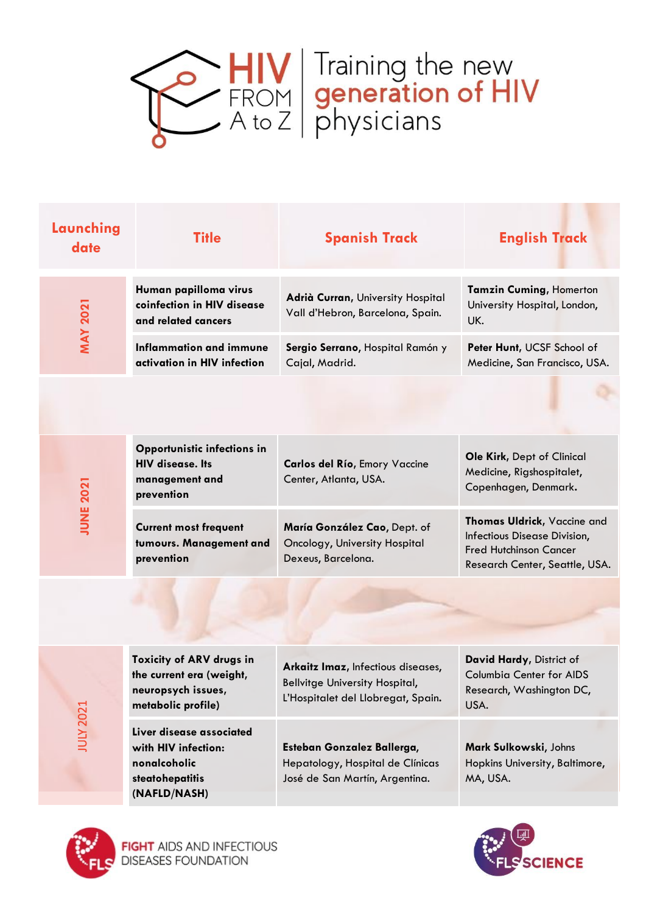# HIV FROM A to Z | Training the new generation of HIV physicians

| Launching date | Title | Spanish Track | English Track |
|---|---|---|---|
| MAY 2021 | **Human papilloma virus coinfection in HIV disease and related cancers** | **Adrià Curran**, University Hospital Vall d'Hebron, Barcelona, Spain. | **Tamzin Cuming**, Homerton University Hospital, London, UK. |
| | **Inflammation and immune activation in HIV infection** | **Sergio Serrano**, Hospital Ramón y Cajal, Madrid. | **Peter Hunt**, UCSF School of Medicine, San Francisco, USA. |
| JUNE 2021 | **Opportunistic infections in HIV disease. Its management and prevention** | **Carlos del Río**, Emory Vaccine Center, Atlanta, USA. | **Ole Kirk**, Dept of Clinical Medicine, Rigshospitalet, Copenhagen, Denmark. |
| | **Current most frequent tumours. Management and prevention** | **María González Cao**, Dept. of Oncology, University Hospital Dexeus, Barcelona. | **Thomas Uldrick**, Vaccine and Infectious Disease Division, Fred Hutchinson Cancer Research Center, Seattle, USA. |
| JULY 2021 | **Toxicity of ARV drugs in the current era (weight, neuropsych issues, metabolic profile)** | **Arkaitz Imaz**, Infectious diseases, Bellvitge University Hospital, L'Hospitalet del Llobregat, Spain. | **David Hardy**, District of Columbia Center for AIDS Research, Washington DC, USA. |
| | **Liver disease associated with HIV infection: nonalcoholic steatohepatitis (NAFLD/NASH)** | **Esteban Gonzalez Ballerga**, Hepatology, Hospital de Clínicas José de San Martín, Argentina. | **Mark Sulkowski**, Johns Hopkins University, Baltimore, MA, USA. |

FIGHT AIDS AND INFECTIOUS DISEASES FOUNDATION

FLS SCIENCE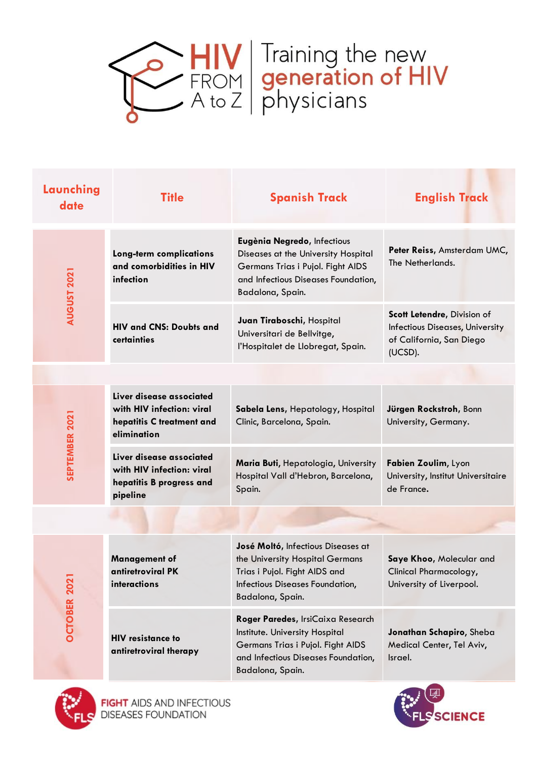# HIV FROM A to Z | Training the new generation of HIV physicians

| Launching date | Title | Spanish Track | English Track |
|---|---|---|---|
| AUGUST 2021 | **Long-term complications and comorbidities in HIV infection** | **Eugènia Negredo**, Infectious Diseases at the University Hospital Germans Trias i Pujol. Fight AIDS and Infectious Diseases Foundation, Badalona, Spain. | **Peter Reiss**, Amsterdam UMC, The Netherlands. |
| | **HIV and CNS: Doubts and certainties** | **Juan Tiraboschi**, Hospital Universitari de Bellvitge, l'Hospitalet de Llobregat, Spain. | **Scott Letendre**, Division of Infectious Diseases, University of California, San Diego (UCSD). |
| SEPTEMBER 2021 | **Liver disease associated with HIV infection: viral hepatitis C treatment and elimination** | **Sabela Lens**, Hepatology, Hospital Clinic, Barcelona, Spain. | **Jürgen Rockstroh**, Bonn University, Germany. |
| | **Liver disease associated with HIV infection: viral hepatitis B progress and pipeline** | **Maria Buti**, Hepatologia, University Hospital Vall d'Hebron, Barcelona, Spain. | **Fabien Zoulim**, Lyon University, Institut Universitaire de France. |
| OCTOBER 2021 | **Management of antiretroviral PK interactions** | **José Moltó**, Infectious Diseases at the University Hospital Germans Trias i Pujol. Fight AIDS and Infectious Diseases Foundation, Badalona, Spain. | **Saye Khoo**, Molecular and Clinical Pharmacology, University of Liverpool. |
| | **HIV resistance to antiretroviral therapy** | **Roger Paredes**, IrsiCaixa Research Institute. University Hospital Germans Trias i Pujol. Fight AIDS and Infectious Diseases Foundation, Badalona, Spain. | **Jonathan Schapiro**, Sheba Medical Center, Tel Aviv, Israel. |

FIGHT AIDS AND INFECTIOUS DISEASES FOUNDATION

FLS SCIENCE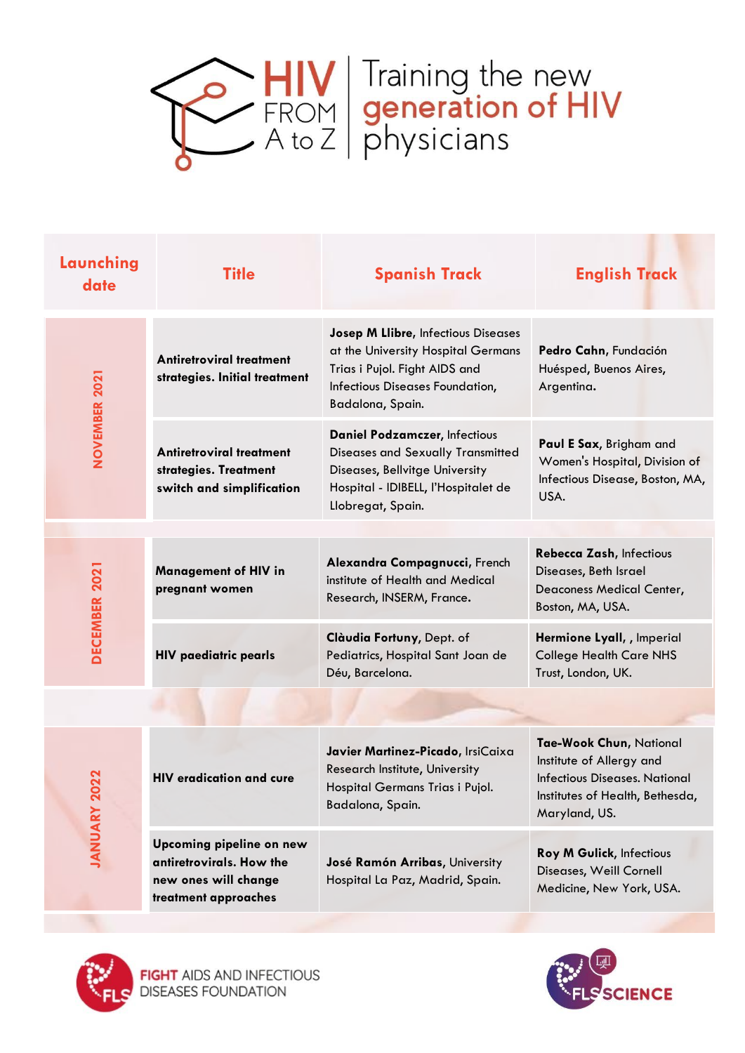# HIV FROM A to Z | Training the new generation of HIV physicians

| Launching date | Title | Spanish Track | English Track |
|---|---|---|---|
| NOVEMBER 2021 | **Antiretroviral treatment strategies. Initial treatment** | **Josep M Llibre,** Infectious Diseases at the University Hospital Germans Trias i Pujol. Fight AIDS and Infectious Diseases Foundation, Badalona, Spain. | **Pedro Cahn,** Fundación Huésped, Buenos Aires, Argentina. |
| | **Antiretroviral treatment strategies. Treatment switch and simplification** | **Daniel Podzamczer,** Infectious Diseases and Sexually Transmitted Diseases, Bellvitge University Hospital - IDIBELL, l'Hospitalet de Llobregat, Spain. | **Paul E Sax,** Brigham and Women's Hospital, Division of Infectious Disease, Boston, MA, USA. |
| DECEMBER 2021 | **Management of HIV in pregnant women** | **Alexandra Compagnucci,** French institute of Health and Medical Research, INSERM, France. | **Rebecca Zash,** Infectious Diseases, Beth Israel Deaconess Medical Center, Boston, MA, USA. |
| | **HIV paediatric pearls** | **Clàudia Fortuny,** Dept. of Pediatrics, Hospital Sant Joan de Déu, Barcelona. | **Hermione Lyall,** , Imperial College Health Care NHS Trust, London, UK. |
| JANUARY 2022 | **HIV eradication and cure** | **Javier Martinez-Picado,** IrsiCaixa Research Institute, University Hospital Germans Trias i Pujol. Badalona, Spain. | **Tae-Wook Chun,** National Institute of Allergy and Infectious Diseases. National Institutes of Health, Bethesda, Maryland, US. |
| | **Upcoming pipeline on new antiretrovirals. How the new ones will change treatment approaches** | **José Ramón Arribas,** University Hospital La Paz, Madrid, Spain. | **Roy M Gulick,** Infectious Diseases, Weill Cornell Medicine, New York, USA. |

FIGHT AIDS AND INFECTIOUS DISEASES FOUNDATION

FLS SCIENCE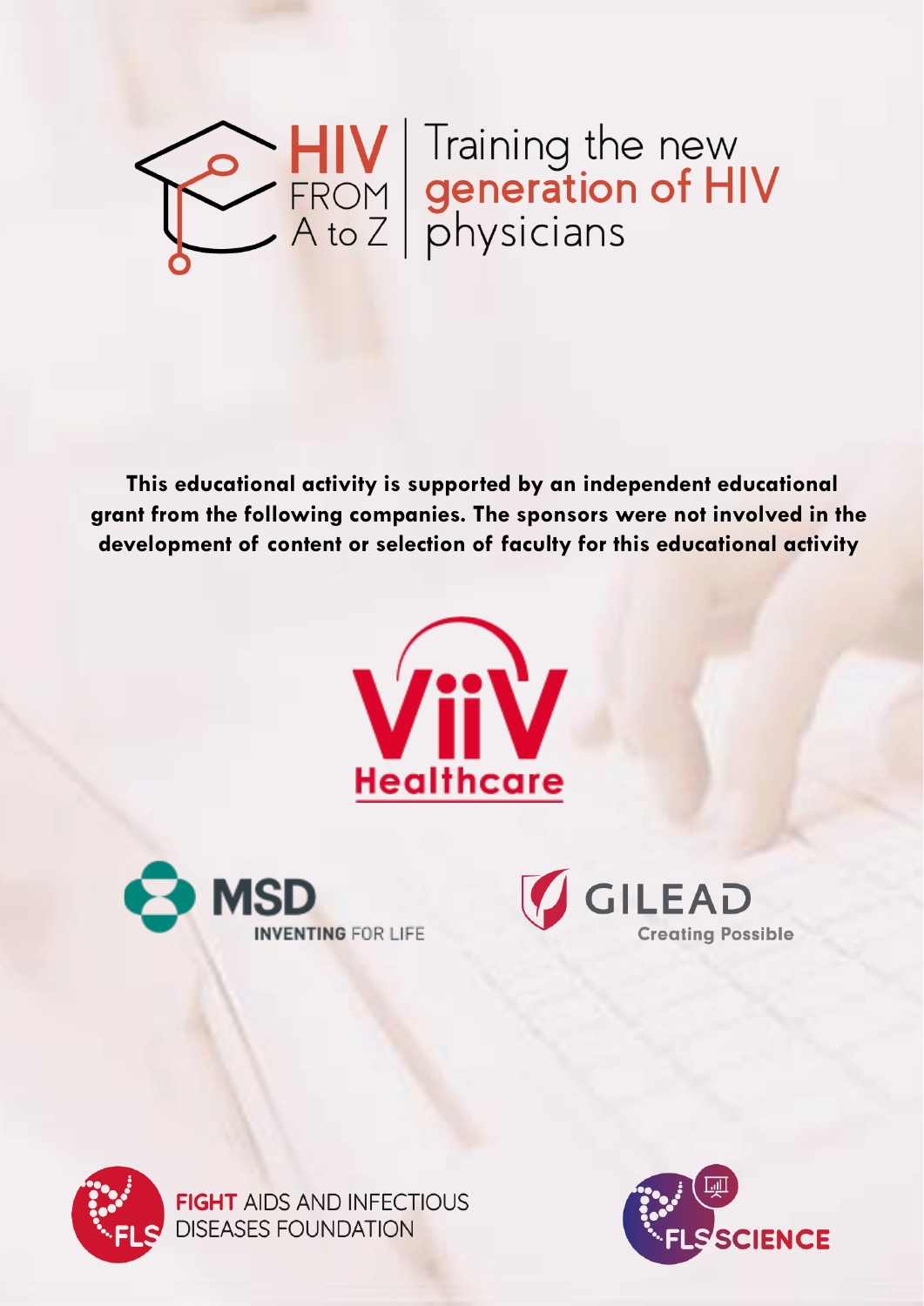HIV FROM A to Z | Training the new generation of HIV physicians

**This educational activity is supported by an independent educational grant from the following companies. The sponsors were not involved in the development of content or selection of faculty for this educational activity**

ViiV Healthcare

MSD INVENTING FOR LIFE

GILEAD Creating Possible

FIGHT AIDS AND INFECTIOUS DISEASES FOUNDATION

FLS SCIENCE